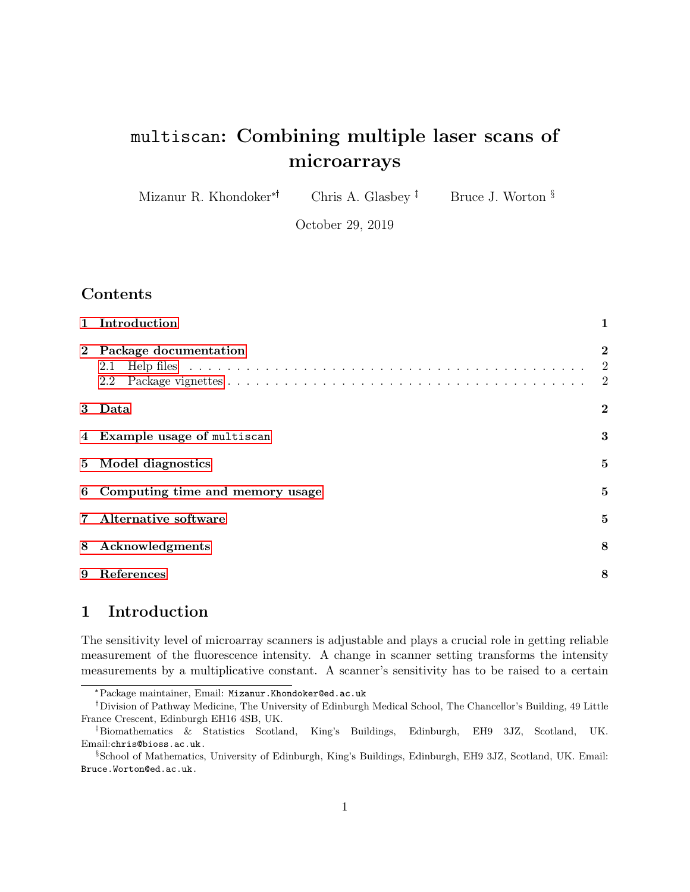# `multiscan`: Combining multiple laser scans of microarrays

Mizanur R. Khondoker[*†] Chris A. Glasbey [‡] Bruce J. Worton [§]

October 29, 2019

## Contents

1 Introduction — 1

2 Package documentation — 2
- 2.1 Help files — 2
- 2.2 Package vignettes — 2

3 Data — 2

4 Example usage of `multiscan` — 3

5 Model diagnostics — 5

6 Computing time and memory usage — 5

7 Alternative software — 5

8 Acknowledgments — 8

9 References — 8

## 1 Introduction

The sensitivity level of microarray scanners is adjustable and plays a crucial role in getting reliable measurement of the fluorescence intensity. A change in scanner setting transforms the intensity measurements by a multiplicative constant. A scanner's sensitivity has to be raised to a certain

---

[*] Package maintainer, Email: `Mizanur.Khondoker@ed.ac.uk`

[†] Division of Pathway Medicine, The University of Edinburgh Medical School, The Chancellor's Building, 49 Little France Crescent, Edinburgh EH16 4SB, UK.

[‡] Biomathematics & Statistics Scotland, King's Buildings, Edinburgh, EH9 3JZ, Scotland, UK. Email:`chris@bioss.ac.uk`.

[§] School of Mathematics, University of Edinburgh, King's Buildings, Edinburgh, EH9 3JZ, Scotland, UK. Email: `Bruce.Worton@ed.ac.uk`.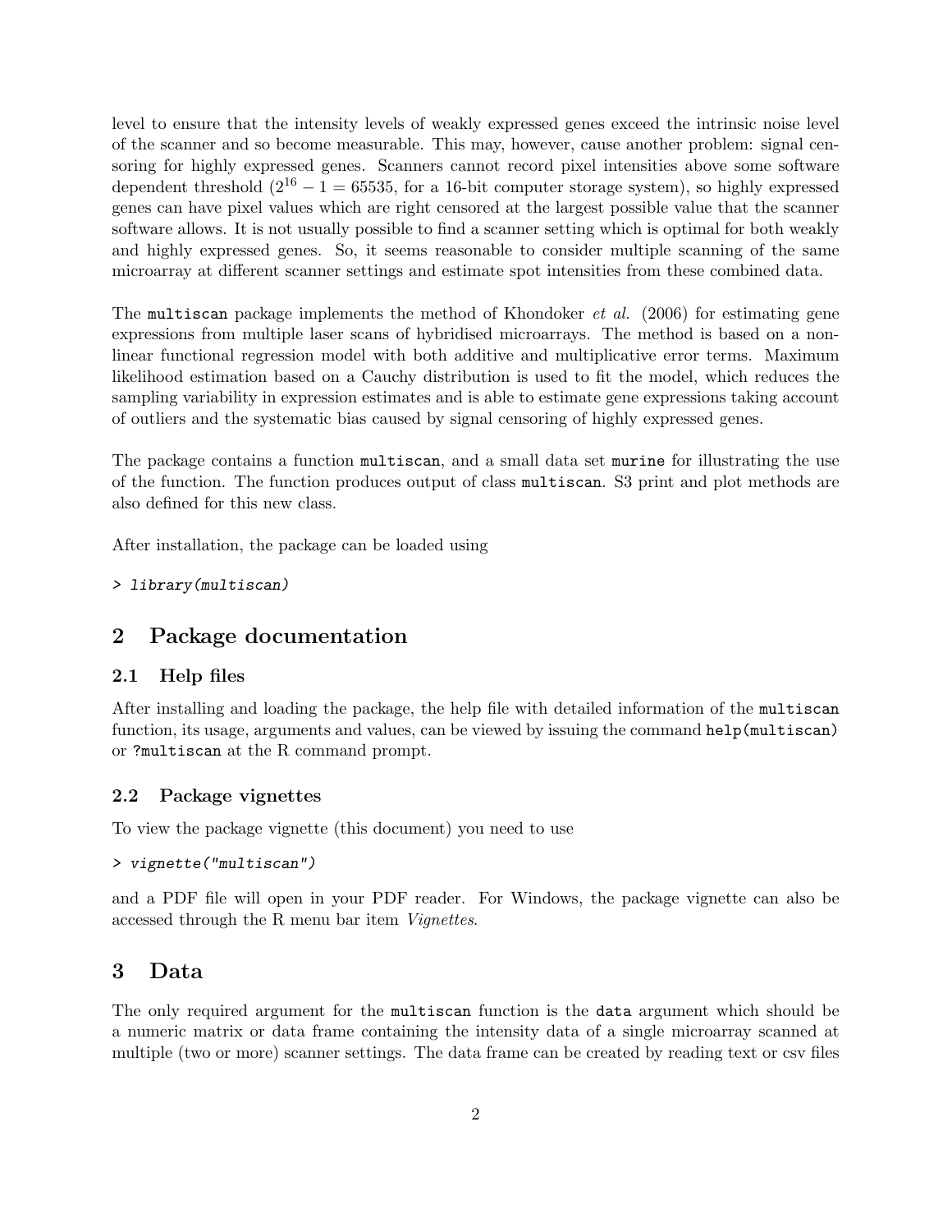level to ensure that the intensity levels of weakly expressed genes exceed the intrinsic noise level of the scanner and so become measurable. This may, however, cause another problem: signal censoring for highly expressed genes. Scanners cannot record pixel intensities above some software dependent threshold ($2^{16} - 1 = 65535$, for a 16-bit computer storage system), so highly expressed genes can have pixel values which are right censored at the largest possible value that the scanner software allows. It is not usually possible to find a scanner setting which is optimal for both weakly and highly expressed genes. So, it seems reasonable to consider multiple scanning of the same microarray at different scanner settings and estimate spot intensities from these combined data.

The `multiscan` package implements the method of Khondoker *et al.* (2006) for estimating gene expressions from multiple laser scans of hybridised microarrays. The method is based on a non-linear functional regression model with both additive and multiplicative error terms. Maximum likelihood estimation based on a Cauchy distribution is used to fit the model, which reduces the sampling variability in expression estimates and is able to estimate gene expressions taking account of outliers and the systematic bias caused by signal censoring of highly expressed genes.

The package contains a function `multiscan`, and a small data set `murine` for illustrating the use of the function. The function produces output of class `multiscan`. S3 print and plot methods are also defined for this new class.

After installation, the package can be loaded using

```
> library(multiscan)
```

## 2 Package documentation

### 2.1 Help files

After installing and loading the package, the help file with detailed information of the `multiscan` function, its usage, arguments and values, can be viewed by issuing the command `help(multiscan)` or `?multiscan` at the R command prompt.

### 2.2 Package vignettes

To view the package vignette (this document) you need to use

```
> vignette("multiscan")
```

and a PDF file will open in your PDF reader. For Windows, the package vignette can also be accessed through the R menu bar item *Vignettes*.

## 3 Data

The only required argument for the `multiscan` function is the `data` argument which should be a numeric matrix or data frame containing the intensity data of a single microarray scanned at multiple (two or more) scanner settings. The data frame can be created by reading text or csv files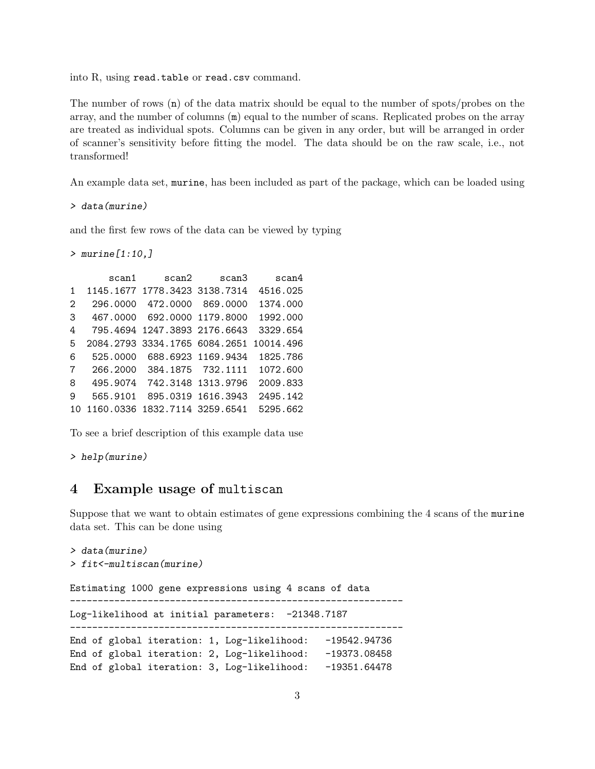into R, using `read.table` or `read.csv` command.

The number of rows (`n`) of the data matrix should be equal to the number of spots/probes on the array, and the number of columns (`m`) equal to the number of scans. Replicated probes on the array are treated as individual spots. Columns can be given in any order, but will be arranged in order of scanner's sensitivity before fitting the model. The data should be on the raw scale, i.e., not transformed!

An example data set, `murine`, has been included as part of the package, which can be loaded using

```
> data(murine)
```

and the first few rows of the data can be viewed by typing

```
> murine[1:10,]

       scan1     scan2     scan3     scan4
1  1145.1677 1778.3423 3138.7314  4516.025
2   296.0000  472.0000  869.0000  1374.000
3   467.0000  692.0000 1179.8000  1992.000
4   795.4694 1247.3893 2176.6643  3329.654
5  2084.2793 3334.1765 6084.2651 10014.496
6   525.0000  688.6923 1169.9434  1825.786
7   266.2000  384.1875  732.1111  1072.600
8   495.9074  742.3148 1313.9796  2009.833
9   565.9101  895.0319 1616.3943  2495.142
10 1160.0336 1832.7114 3259.6541  5295.662
```

To see a brief description of this example data use

```
> help(murine)
```

# 4 Example usage of `multiscan`

Suppose that we want to obtain estimates of gene expressions combining the 4 scans of the `murine` data set. This can be done using

```
> data(murine)
> fit<-multiscan(murine)

Estimating 1000 gene expressions using 4 scans of data
------------------------------------------------------------
Log-likelihood at initial parameters:  -21348.7187
------------------------------------------------------------
End of global iteration: 1, Log-likelihood:   -19542.94736
End of global iteration: 2, Log-likelihood:   -19373.08458
End of global iteration: 3, Log-likelihood:   -19351.64478
```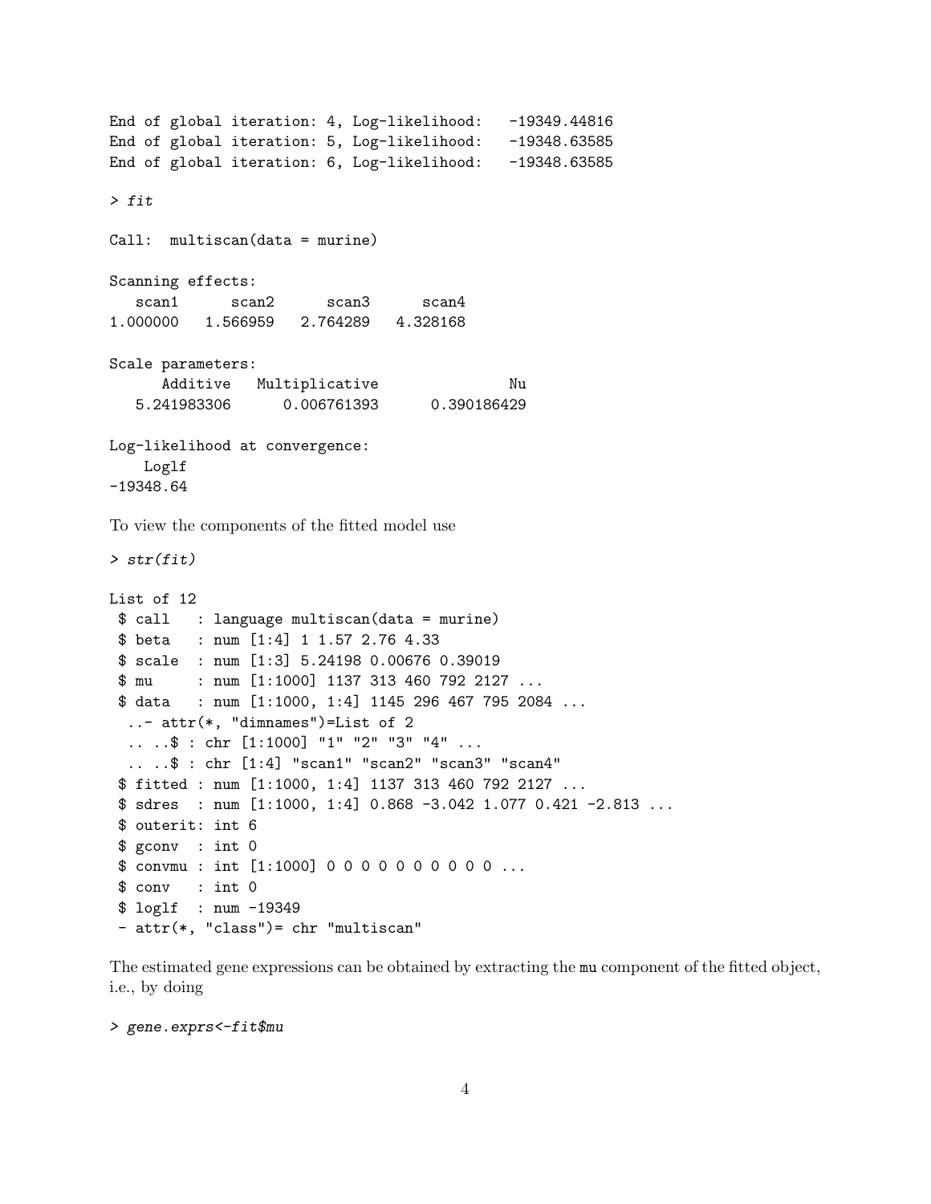```
End of global iteration: 4, Log-likelihood:   -19349.44816
End of global iteration: 5, Log-likelihood:   -19348.63585
End of global iteration: 6, Log-likelihood:   -19348.63585
```

```
> fit

Call:  multiscan(data = murine)

Scanning effects:
   scan1      scan2      scan3      scan4
1.000000   1.566959   2.764289   4.328168

Scale parameters:
      Additive   Multiplicative              Nu
   5.241983306      0.006761393     0.390186429

Log-likelihood at convergence:
    Loglf
-19348.64
```

To view the components of the fitted model use

```
> str(fit)

List of 12
 $ call   : language multiscan(data = murine)
 $ beta   : num [1:4] 1 1.57 2.76 4.33
 $ scale  : num [1:3] 5.24198 0.00676 0.39019
 $ mu     : num [1:1000] 1137 313 460 792 2127 ...
 $ data   : num [1:1000, 1:4] 1145 296 467 795 2084 ...
  ..- attr(*, "dimnames")=List of 2
  .. ..$ : chr [1:1000] "1" "2" "3" "4" ...
  .. ..$ : chr [1:4] "scan1" "scan2" "scan3" "scan4"
 $ fitted : num [1:1000, 1:4] 1137 313 460 792 2127 ...
 $ sdres  : num [1:1000, 1:4] 0.868 -3.042 1.077 0.421 -2.813 ...
 $ outerit: int 6
 $ gconv  : int 0
 $ convmu : int [1:1000] 0 0 0 0 0 0 0 0 0 0 ...
 $ conv   : int 0
 $ loglf  : num -19349
 - attr(*, "class")= chr "multiscan"
```

The estimated gene expressions can be obtained by extracting the `mu` component of the fitted object, i.e., by doing

```
> gene.exprs<-fit$mu
```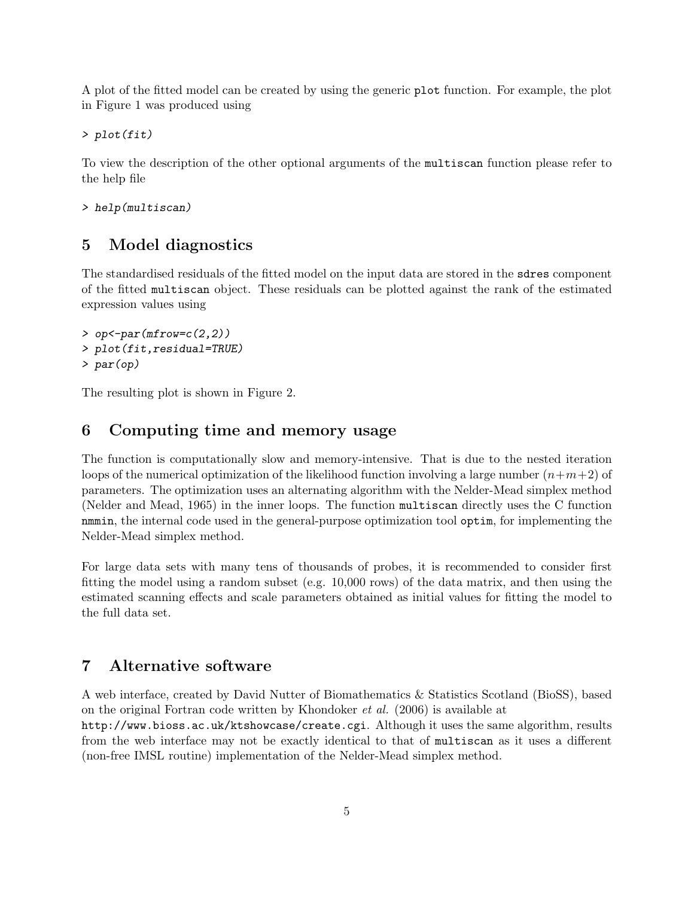A plot of the fitted model can be created by using the generic `plot` function. For example, the plot in Figure 1 was produced using

```
> plot(fit)
```

To view the description of the other optional arguments of the `multiscan` function please refer to the help file

```
> help(multiscan)
```

# 5 Model diagnostics

The standardised residuals of the fitted model on the input data are stored in the `sdres` component of the fitted `multiscan` object. These residuals can be plotted against the rank of the estimated expression values using

```
> op<-par(mfrow=c(2,2))
> plot(fit,residual=TRUE)
> par(op)
```

The resulting plot is shown in Figure 2.

# 6 Computing time and memory usage

The function is computationally slow and memory-intensive. That is due to the nested iteration loops of the numerical optimization of the likelihood function involving a large number $(n+m+2)$ of parameters. The optimization uses an alternating algorithm with the Nelder-Mead simplex method (Nelder and Mead, 1965) in the inner loops. The function `multiscan` directly uses the C function `nmmin`, the internal code used in the general-purpose optimization tool `optim`, for implementing the Nelder-Mead simplex method.

For large data sets with many tens of thousands of probes, it is recommended to consider first fitting the model using a random subset (e.g. 10,000 rows) of the data matrix, and then using the estimated scanning effects and scale parameters obtained as initial values for fitting the model to the full data set.

# 7 Alternative software

A web interface, created by David Nutter of Biomathematics & Statistics Scotland (BioSS), based on the original Fortran code written by Khondoker *et al.* (2006) is available at `http://www.bioss.ac.uk/ktshowcase/create.cgi`. Although it uses the same algorithm, results from the web interface may not be exactly identical to that of `multiscan` as it uses a different (non-free IMSL routine) implementation of the Nelder-Mead simplex method.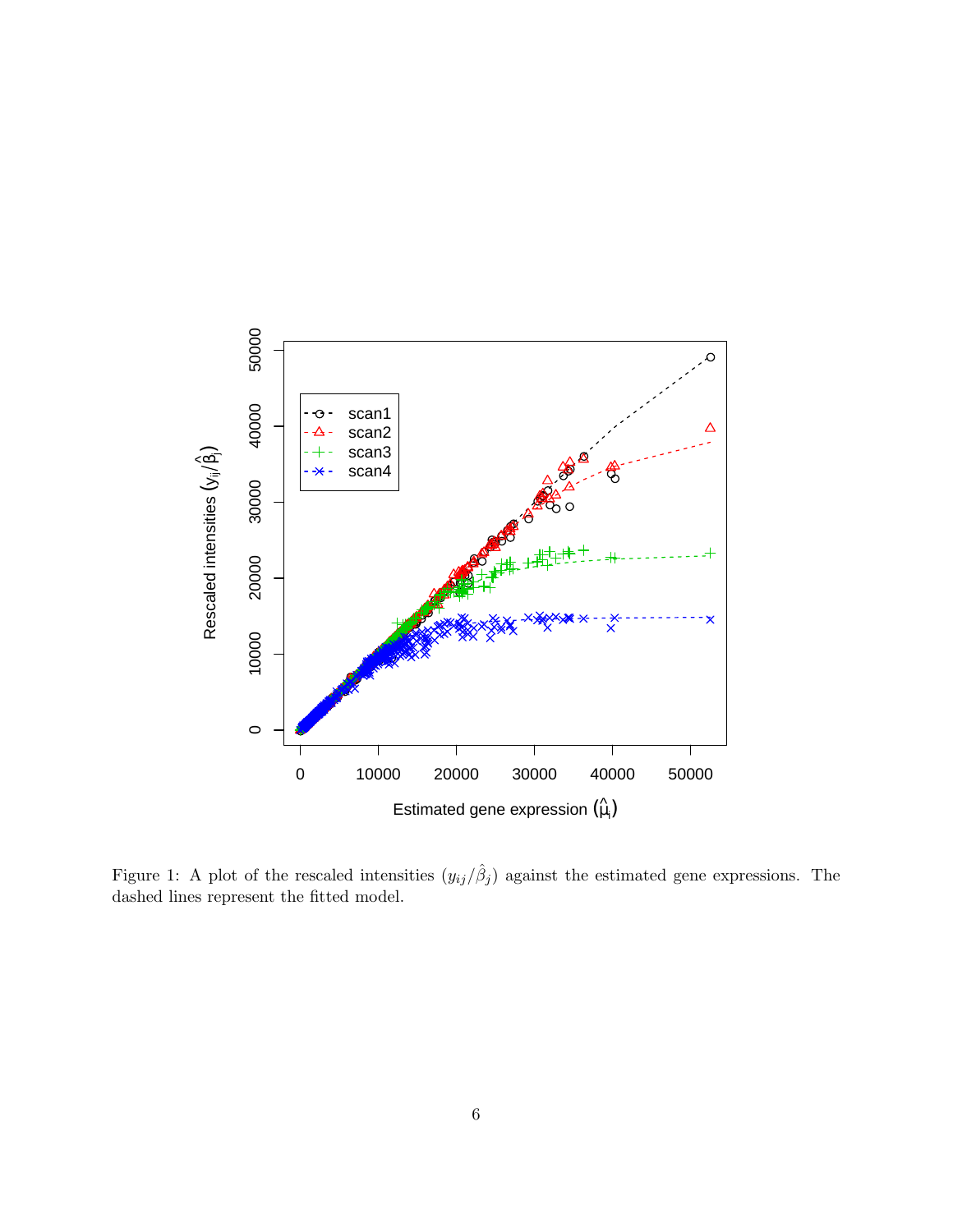Figure 1: A plot of the rescaled intensities ($y_{ij}/\hat{\beta}_j$) against the estimated gene expressions. The dashed lines represent the fitted model.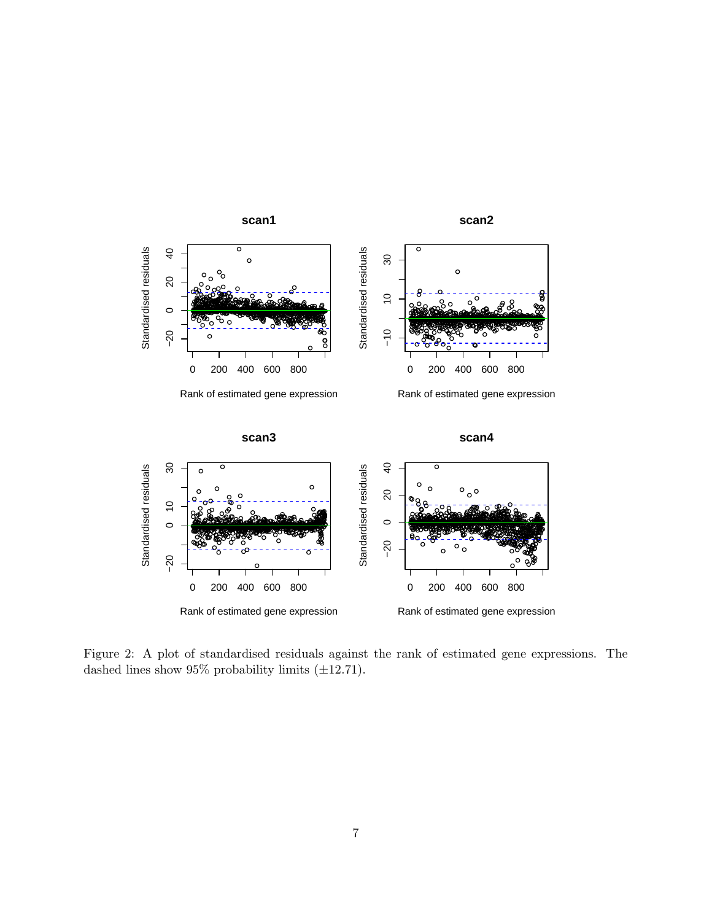Figure 2: A plot of standardised residuals against the rank of estimated gene expressions. The dashed lines show 95% probability limits ($\pm 12.71$).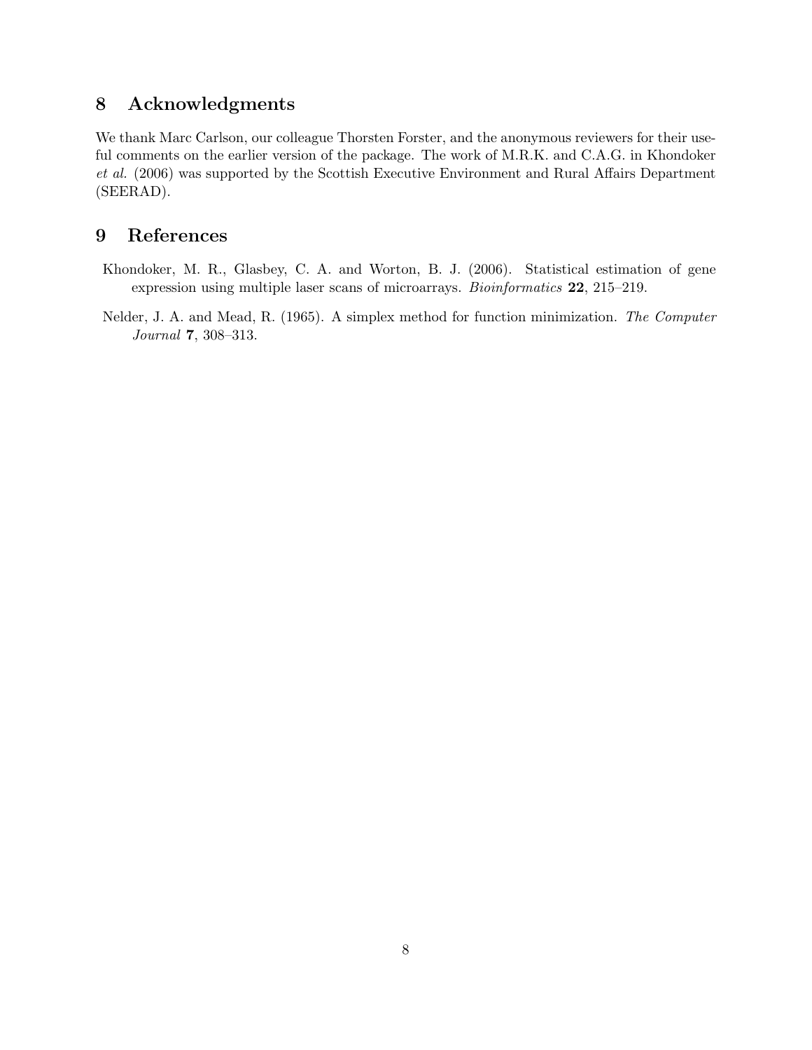## 8 Acknowledgments

We thank Marc Carlson, our colleague Thorsten Forster, and the anonymous reviewers for their useful comments on the earlier version of the package. The work of M.R.K. and C.A.G. in Khondoker *et al.* (2006) was supported by the Scottish Executive Environment and Rural Affairs Department (SEERAD).

## 9 References

Khondoker, M. R., Glasbey, C. A. and Worton, B. J. (2006). Statistical estimation of gene expression using multiple laser scans of microarrays. *Bioinformatics* **22**, 215–219.

Nelder, J. A. and Mead, R. (1965). A simplex method for function minimization. *The Computer Journal* **7**, 308–313.